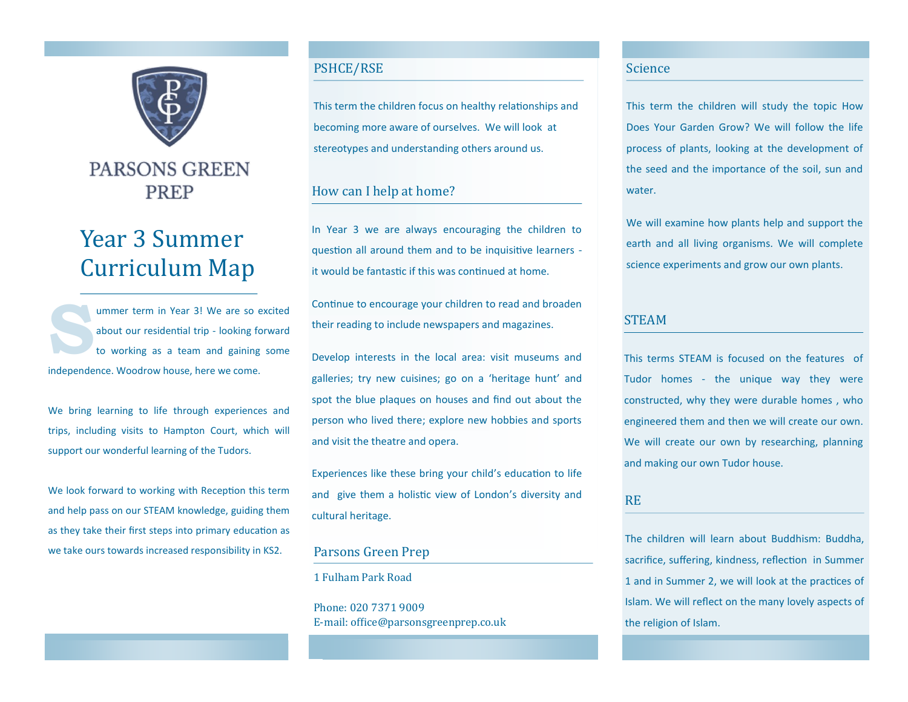PARSONS GREEN PREP

# Year 3 Summer Curriculum Map

Summer term in Year 3! We are so excited about our residential trip - looking forward to working as a team and gaining some independence. Woodrow house, here we come.

We bring learning to life through experiences and trips, including visits to Hampton Court, which will support our wonderful learning of the Tudors.

We look forward to working with Reception this term and help pass on our STEAM knowledge, guiding them as they take their first steps into primary education as we take ours towards increased responsibility in KS2.

## PSHCE/RSE

This term the children focus on healthy relationships and becoming more aware of ourselves. We will look at stereotypes and understanding others around us.

## How can I help at home?

In Year 3 we are always encouraging the children to question all around them and to be inquisitive learners - it would be fantastic if this was continued at home.

Continue to encourage your children to read and broaden their reading to include newspapers and magazines.

Develop interests in the local area: visit museums and galleries; try new cuisines; go on a 'heritage hunt' and spot the blue plaques on houses and find out about the person who lived there; explore new hobbies and sports and visit the theatre and opera.

Experiences like these bring your child's education to life and give them a holistic view of London's diversity and cultural heritage.

## Parsons Green Prep

1 Fulham Park Road

Phone: 020 7371 9009
E-mail: office@parsonsgreenprep.co.uk

## Science

This term the children will study the topic How Does Your Garden Grow? We will follow the life process of plants, looking at the development of the seed and the importance of the soil, sun and water.

We will examine how plants help and support the earth and all living organisms. We will complete science experiments and grow our own plants.

## STEAM

This terms STEAM is focused on the features of Tudor homes - the unique way they were constructed, why they were durable homes , who engineered them and then we will create our own. We will create our own by researching, planning and making our own Tudor house.

## RE

The children will learn about Buddhism: Buddha, sacrifice, suffering, kindness, reflection in Summer 1 and in Summer 2, we will look at the practices of Islam. We will reflect on the many lovely aspects of the religion of Islam.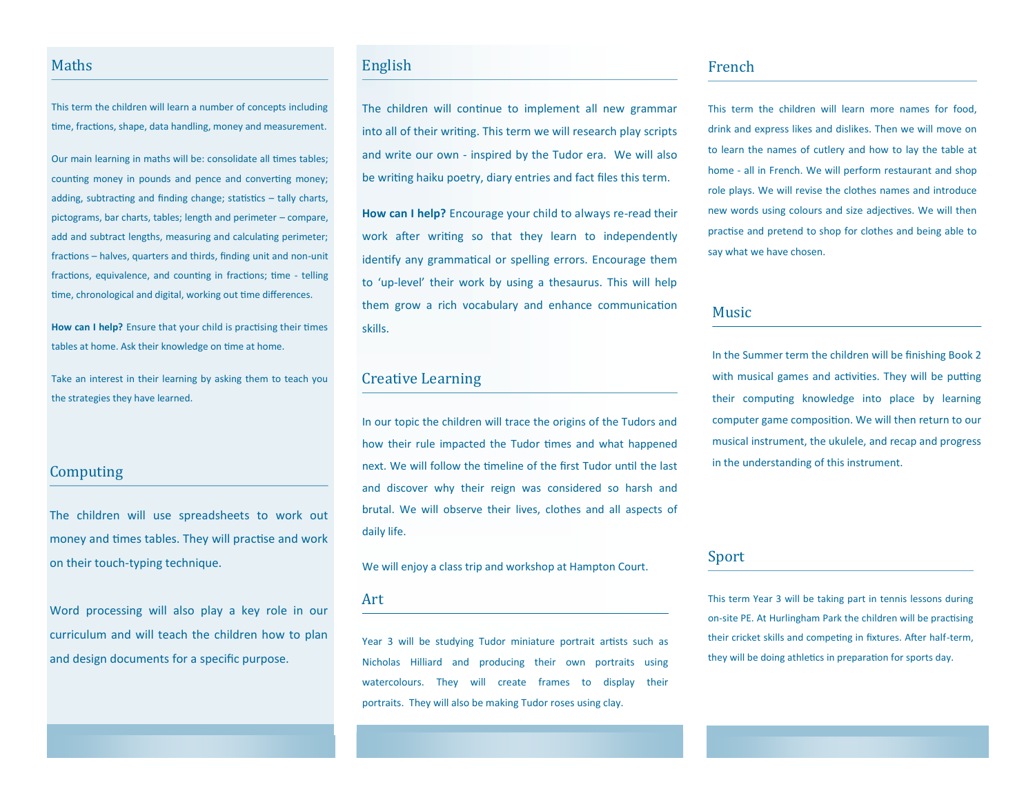## Maths

This term the children will learn a number of concepts including time, fractions, shape, data handling, money and measurement.

Our main learning in maths will be: consolidate all times tables; counting money in pounds and pence and converting money; adding, subtracting and finding change; statistics – tally charts, pictograms, bar charts, tables; length and perimeter – compare, add and subtract lengths, measuring and calculating perimeter; fractions – halves, quarters and thirds, finding unit and non-unit fractions, equivalence, and counting in fractions; time - telling time, chronological and digital, working out time differences.

**How can I help?** Ensure that your child is practising their times tables at home. Ask their knowledge on time at home.

Take an interest in their learning by asking them to teach you the strategies they have learned.

## Computing

The children will use spreadsheets to work out money and times tables. They will practise and work on their touch-typing technique.

Word processing will also play a key role in our curriculum and will teach the children how to plan and design documents for a specific purpose.

## English

The children will continue to implement all new grammar into all of their writing. This term we will research play scripts and write our own - inspired by the Tudor era. We will also be writing haiku poetry, diary entries and fact files this term.

**How can I help?** Encourage your child to always re-read their work after writing so that they learn to independently identify any grammatical or spelling errors. Encourage them to 'up-level' their work by using a thesaurus. This will help them grow a rich vocabulary and enhance communication skills.

## Creative Learning

In our topic the children will trace the origins of the Tudors and how their rule impacted the Tudor times and what happened next. We will follow the timeline of the first Tudor until the last and discover why their reign was considered so harsh and brutal. We will observe their lives, clothes and all aspects of daily life.

We will enjoy a class trip and workshop at Hampton Court.

## Art

Year 3 will be studying Tudor miniature portrait artists such as Nicholas Hilliard and producing their own portraits using watercolours. They will create frames to display their portraits. They will also be making Tudor roses using clay.

## French

This term the children will learn more names for food, drink and express likes and dislikes. Then we will move on to learn the names of cutlery and how to lay the table at home - all in French. We will perform restaurant and shop role plays. We will revise the clothes names and introduce new words using colours and size adjectives. We will then practise and pretend to shop for clothes and being able to say what we have chosen.

## Music

In the Summer term the children will be finishing Book 2 with musical games and activities. They will be putting their computing knowledge into place by learning computer game composition. We will then return to our musical instrument, the ukulele, and recap and progress in the understanding of this instrument.

## Sport

This term Year 3 will be taking part in tennis lessons during on-site PE. At Hurlingham Park the children will be practising their cricket skills and competing in fixtures. After half-term, they will be doing athletics in preparation for sports day.